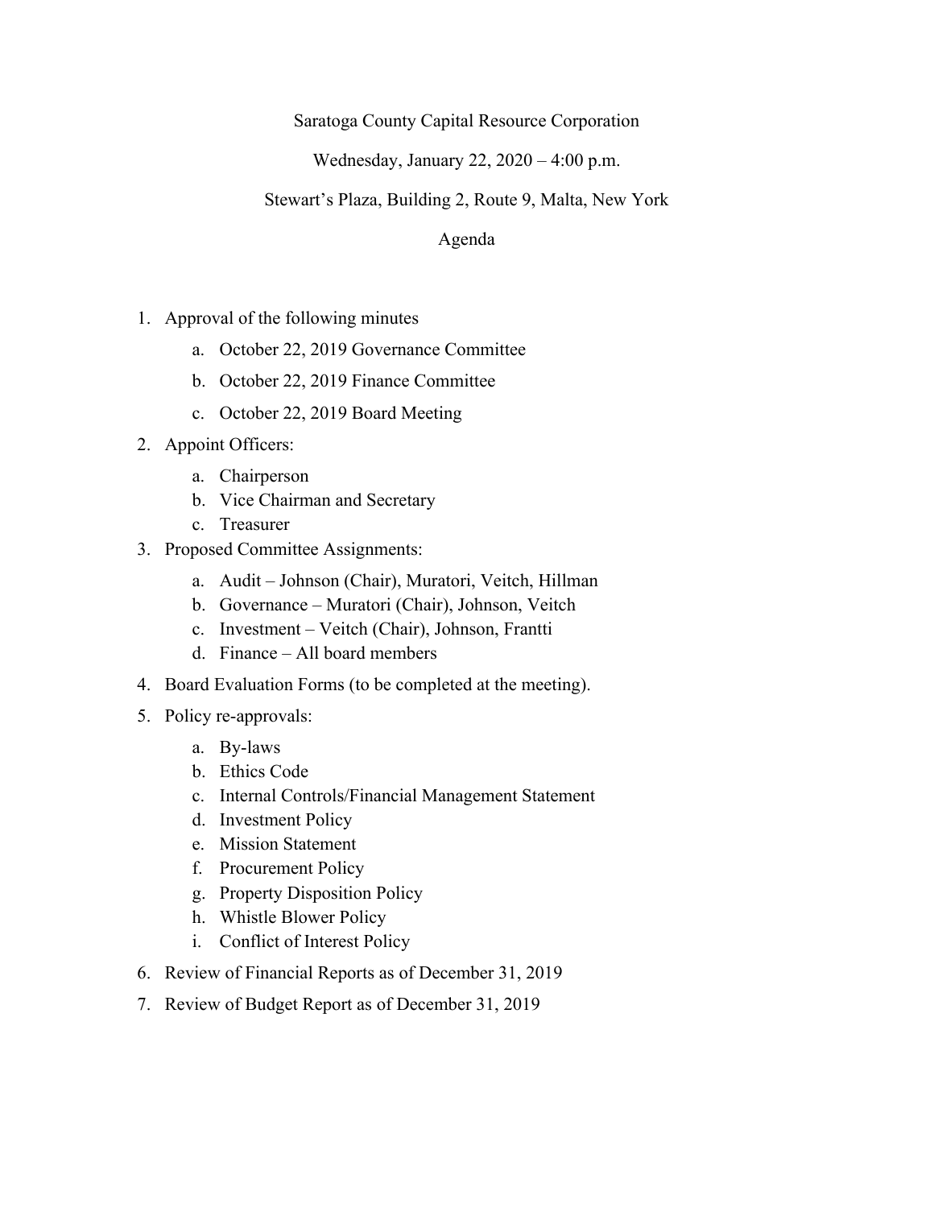Saratoga County Capital Resource Corporation

Wednesday, January 22, 2020 – 4:00 p.m.

Stewart's Plaza, Building 2, Route 9, Malta, New York

Agenda

1. Approval of the following minutes
    a. October 22, 2019 Governance Committee
    b. October 22, 2019 Finance Committee
    c. October 22, 2019 Board Meeting
2. Appoint Officers:
    a. Chairperson
    b. Vice Chairman and Secretary
    c. Treasurer
3. Proposed Committee Assignments:
    a. Audit – Johnson (Chair), Muratori, Veitch, Hillman
    b. Governance – Muratori (Chair), Johnson, Veitch
    c. Investment – Veitch (Chair), Johnson, Frantti
    d. Finance – All board members
4. Board Evaluation Forms (to be completed at the meeting).
5. Policy re-approvals:
    a. By-laws
    b. Ethics Code
    c. Internal Controls/Financial Management Statement
    d. Investment Policy
    e. Mission Statement
    f. Procurement Policy
    g. Property Disposition Policy
    h. Whistle Blower Policy
    i. Conflict of Interest Policy
6. Review of Financial Reports as of December 31, 2019
7. Review of Budget Report as of December 31, 2019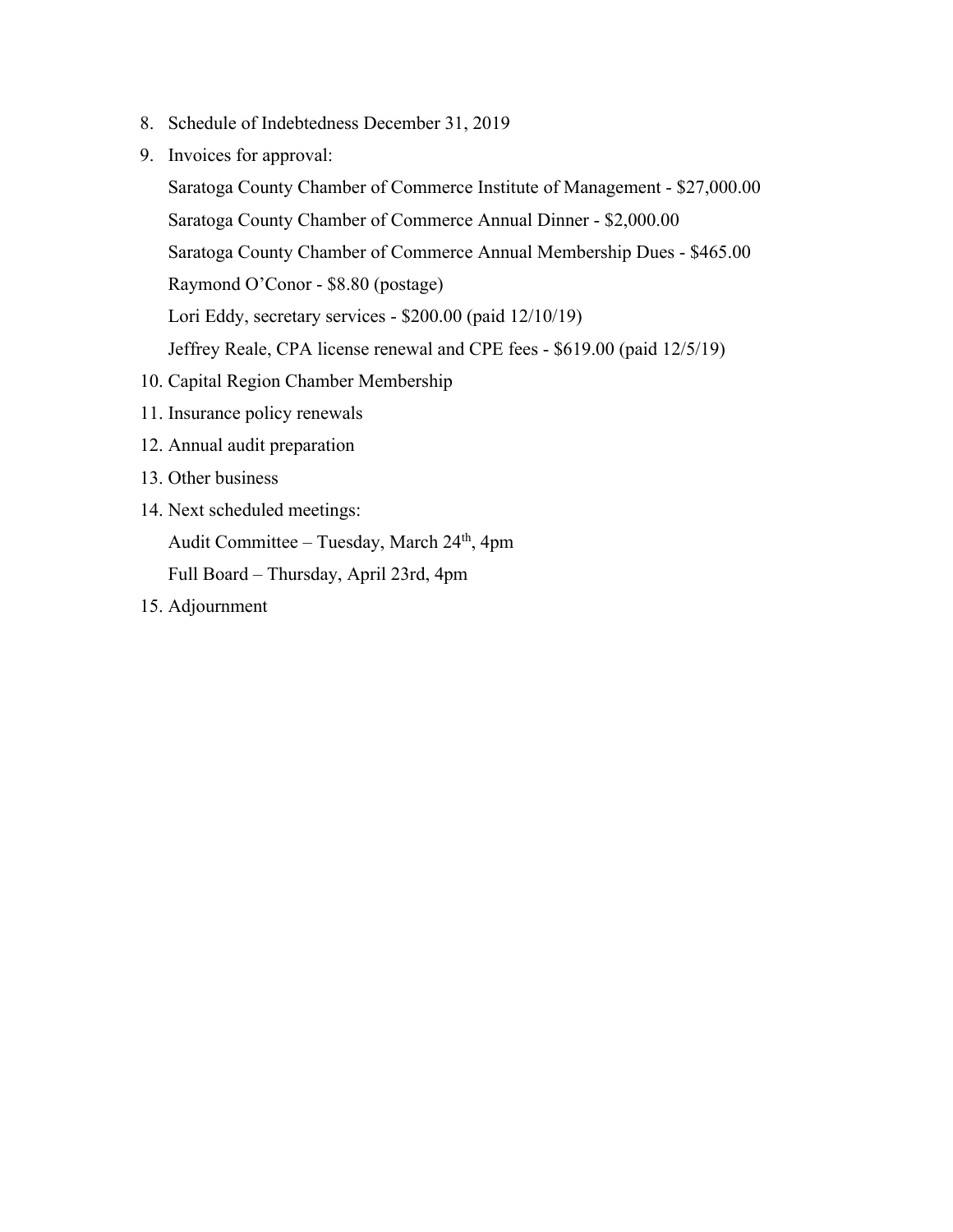8. Schedule of Indebtedness December 31, 2019
9. Invoices for approval:

   Saratoga County Chamber of Commerce Institute of Management - $27,000.00

   Saratoga County Chamber of Commerce Annual Dinner - $2,000.00

   Saratoga County Chamber of Commerce Annual Membership Dues - $465.00

   Raymond O'Conor - $8.80 (postage)

   Lori Eddy, secretary services - $200.00 (paid 12/10/19)

   Jeffrey Reale, CPA license renewal and CPE fees - $619.00 (paid 12/5/19)
10. Capital Region Chamber Membership
11. Insurance policy renewals
12. Annual audit preparation
13. Other business
14. Next scheduled meetings:

    Audit Committee – Tuesday, March 24th, 4pm

    Full Board – Thursday, April 23rd, 4pm
15. Adjournment